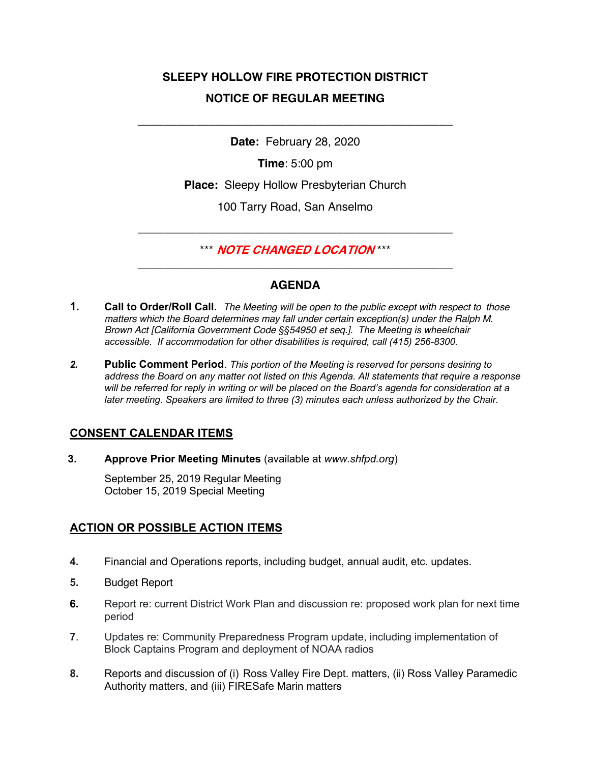# SLEEPY HOLLOW FIRE PROTECTION DISTRICT

## NOTICE OF REGULAR MEETING

---

**Date:** February 28, 2020

**Time**: 5:00 pm

**Place:** Sleepy Hollow Presbyterian Church

100 Tarry Road, San Anselmo

---

*** ***NOTE CHANGED LOCATION*** ***

---

## AGENDA

1. **Call to Order/Roll Call.** *The Meeting will be open to the public except with respect to those matters which the Board determines may fall under certain exception(s) under the Ralph M. Brown Act [California Government Code §§54950 et seq.]. The Meeting is wheelchair accessible. If accommodation for other disabilities is required, call (415) 256-8300.*

2. **Public Comment Period**. *This portion of the Meeting is reserved for persons desiring to address the Board on any matter not listed on this Agenda. All statements that require a response will be referred for reply in writing or will be placed on the Board's agenda for consideration at a later meeting. Speakers are limited to three (3) minutes each unless authorized by the Chair.*

### CONSENT CALENDAR ITEMS

3. **Approve Prior Meeting Minutes** (available at *www.shfpd.org*)

   September 25, 2019 Regular Meeting
   October 15, 2019 Special Meeting

### ACTION OR POSSIBLE ACTION ITEMS

4. Financial and Operations reports, including budget, annual audit, etc. updates.

5. Budget Report

6. Report re: current District Work Plan and discussion re: proposed work plan for next time period

7. Updates re: Community Preparedness Program update, including implementation of Block Captains Program and deployment of NOAA radios

8. Reports and discussion of (i) Ross Valley Fire Dept. matters, (ii) Ross Valley Paramedic Authority matters, and (iii) FIRESafe Marin matters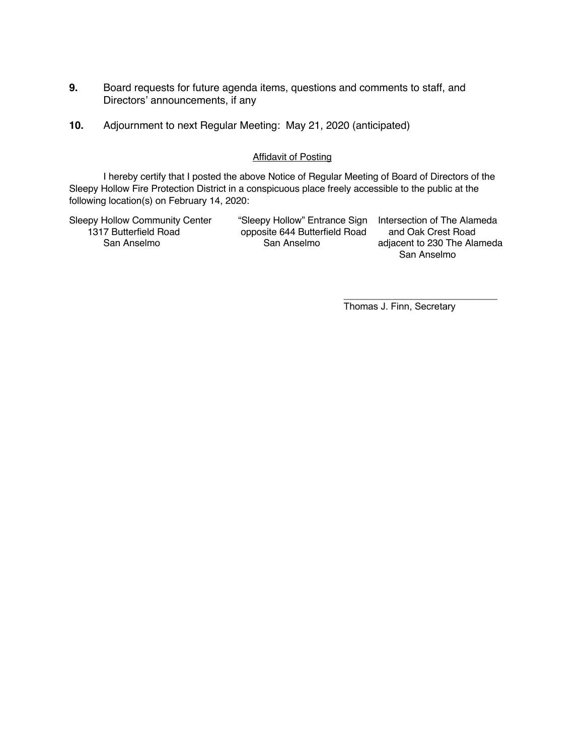**9.** Board requests for future agenda items, questions and comments to staff, and Directors' announcements, if any

**10.** Adjournment to next Regular Meeting: May 21, 2020 (anticipated)

<u>Affidavit of Posting</u>

I hereby certify that I posted the above Notice of Regular Meeting of Board of Directors of the Sleepy Hollow Fire Protection District in a conspicuous place freely accessible to the public at the following location(s) on February 14, 2020:

| | | |
|---|---|---|
| Sleepy Hollow Community Center<br>1317 Butterfield Road<br>San Anselmo | "Sleepy Hollow" Entrance Sign<br>opposite 644 Butterfield Road<br>San Anselmo | Intersection of The Alameda<br>and Oak Crest Road<br>adjacent to 230 The Alameda<br>San Anselmo |

______________________________
Thomas J. Finn, Secretary